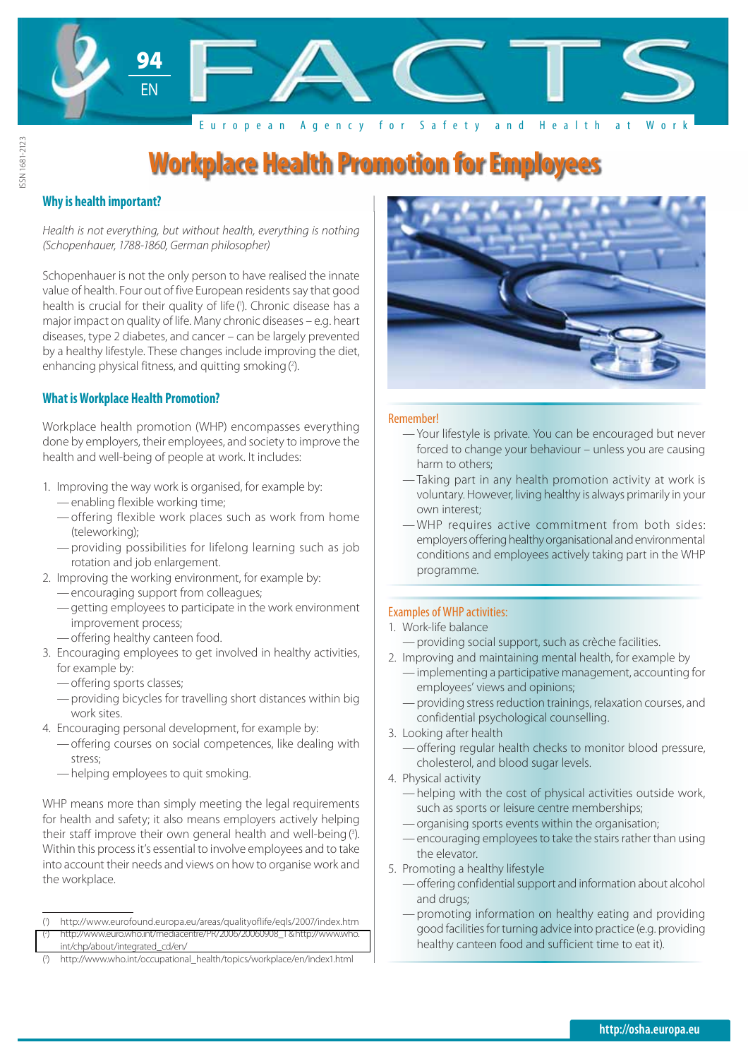# Workplace Health Promotion for Employees

## Why is health important?

*Health is not everything, but without health, everything is nothing (Schopenhauer, 1788-1860, German philosopher)*

Schopenhauer is not the only person to have realised the innate value of health. Four out of five European residents say that good health is crucial for their quality of life [1]. Chronic disease has a major impact on quality of life. Many chronic diseases – e.g. heart diseases, type 2 diabetes, and cancer – can be largely prevented by a healthy lifestyle. These changes include improving the diet, enhancing physical fitness, and quitting smoking [2].

## What is Workplace Health Promotion?

Workplace health promotion (WHP) encompasses everything done by employers, their employees, and society to improve the health and well-being of people at work. It includes:

1. Improving the way work is organised, for example by:
   - enabling flexible working time;
   - offering flexible work places such as work from home (teleworking);
   - providing possibilities for lifelong learning such as job rotation and job enlargement.
2. Improving the working environment, for example by:
   - encouraging support from colleagues;
   - getting employees to participate in the work environment improvement process;
   - offering healthy canteen food.
3. Encouraging employees to get involved in healthy activities, for example by:
   - offering sports classes;
   - providing bicycles for travelling short distances within big work sites.
4. Encouraging personal development, for example by:
   - offering courses on social competences, like dealing with stress;
   - helping employees to quit smoking.

WHP means more than simply meeting the legal requirements for health and safety; it also means employers actively helping their staff improve their own general health and well-being [3]. Within this process it's essential to involve employees and to take into account their needs and views on how to organise work and the workplace.

**Remember!**

- Your lifestyle is private. You can be encouraged but never forced to change your behaviour – unless you are causing harm to others;
- Taking part in any health promotion activity at work is voluntary. However, living healthy is always primarily in your own interest;
- WHP requires active commitment from both sides: employers offering healthy organisational and environmental conditions and employees actively taking part in the WHP programme.

**Examples of WHP activities:**

1. Work-life balance
   - providing social support, such as crèche facilities.
2. Improving and maintaining mental health, for example by
   - implementing a participative management, accounting for employees' views and opinions;
   - providing stress reduction trainings, relaxation courses, and confidential psychological counselling.
3. Looking after health
   - offering regular health checks to monitor blood pressure, cholesterol, and blood sugar levels.
4. Physical activity
   - helping with the cost of physical activities outside work, such as sports or leisure centre memberships;
   - organising sports events within the organisation;
   - encouraging employees to take the stairs rather than using the elevator.
5. Promoting a healthy lifestyle
   - offering confidential support and information about alcohol and drugs;
   - promoting information on healthy eating and providing good facilities for turning advice into practice (e.g. providing healthy canteen food and sufficient time to eat it).

---

[1] http://www.eurofound.europa.eu/areas/qualityoflife/eqls/2007/index.htm

[2] http://www.euro.who.int/mediacentre/PR/2006/20060908_1 & http://www.who.int/chp/about/integrated_cd/en/

[3] http://www.who.int/occupational_health/topics/workplace/en/index1.html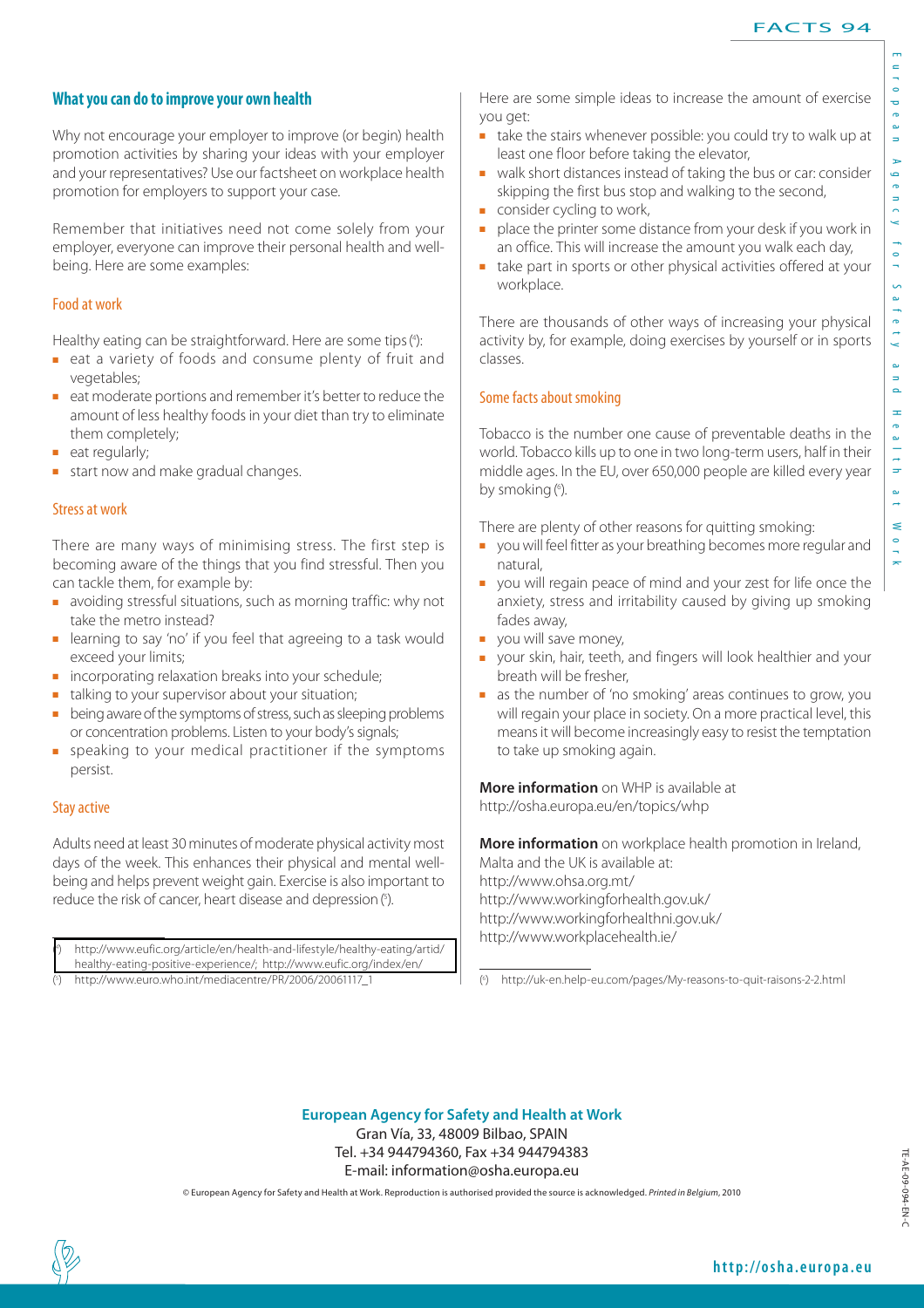## What you can do to improve your own health

Why not encourage your employer to improve (or begin) health promotion activities by sharing your ideas with your employer and your representatives? Use our factsheet on workplace health promotion for employers to support your case.

Remember that initiatives need not come solely from your employer, everyone can improve their personal health and well-being. Here are some examples:

### Food at work

Healthy eating can be straightforward. Here are some tips [4]:

- eat a variety of foods and consume plenty of fruit and vegetables;
- eat moderate portions and remember it's better to reduce the amount of less healthy foods in your diet than try to eliminate them completely;
- eat regularly;
- start now and make gradual changes.

### Stress at work

There are many ways of minimising stress. The first step is becoming aware of the things that you find stressful. Then you can tackle them, for example by:

- avoiding stressful situations, such as morning traffic: why not take the metro instead?
- learning to say 'no' if you feel that agreeing to a task would exceed your limits;
- incorporating relaxation breaks into your schedule;
- talking to your supervisor about your situation;
- being aware of the symptoms of stress, such as sleeping problems or concentration problems. Listen to your body's signals;
- speaking to your medical practitioner if the symptoms persist.

### Stay active

Adults need at least 30 minutes of moderate physical activity most days of the week. This enhances their physical and mental well-being and helps prevent weight gain. Exercise is also important to reduce the risk of cancer, heart disease and depression [5].

Here are some simple ideas to increase the amount of exercise you get:

- take the stairs whenever possible: you could try to walk up at least one floor before taking the elevator,
- walk short distances instead of taking the bus or car: consider skipping the first bus stop and walking to the second,
- consider cycling to work,
- place the printer some distance from your desk if you work in an office. This will increase the amount you walk each day,
- take part in sports or other physical activities offered at your workplace.

There are thousands of other ways of increasing your physical activity by, for example, doing exercises by yourself or in sports classes.

### Some facts about smoking

Tobacco is the number one cause of preventable deaths in the world. Tobacco kills up to one in two long-term users, half in their middle ages. In the EU, over 650,000 people are killed every year by smoking [6].

There are plenty of other reasons for quitting smoking:

- you will feel fitter as your breathing becomes more regular and natural,
- you will regain peace of mind and your zest for life once the anxiety, stress and irritability caused by giving up smoking fades away,
- you will save money,
- your skin, hair, teeth, and fingers will look healthier and your breath will be fresher,
- as the number of 'no smoking' areas continues to grow, you will regain your place in society. On a more practical level, this means it will become increasingly easy to resist the temptation to take up smoking again.

**More information** on WHP is available at
http://osha.europa.eu/en/topics/whp

**More information** on workplace health promotion in Ireland, Malta and the UK is available at:
http://www.ohsa.org.mt/
http://www.workingforhealth.gov.uk/
http://www.workingforhealthni.gov.uk/
http://www.workplacehealth.ie/

---

[4] http://www.eufic.org/article/en/health-and-lifestyle/healthy-eating/artid/healthy-eating-positive-experience/; http://www.eufic.org/index/en/

[5] http://www.euro.who.int/mediacentre/PR/2006/20061117_1

[6] http://uk-en.help-eu.com/pages/My-reasons-to-quit-raisons-2-2.html

**European Agency for Safety and Health at Work**
Gran Vía, 33, 48009 Bilbao, SPAIN
Tel. +34 944794360, Fax +34 944794383
E-mail: information@osha.europa.eu

© European Agency for Safety and Health at Work. Reproduction is authorised provided the source is acknowledged. *Printed in Belgium*, 2010

TE-AE-09-094-EN-C

**http://osha.europa.eu**